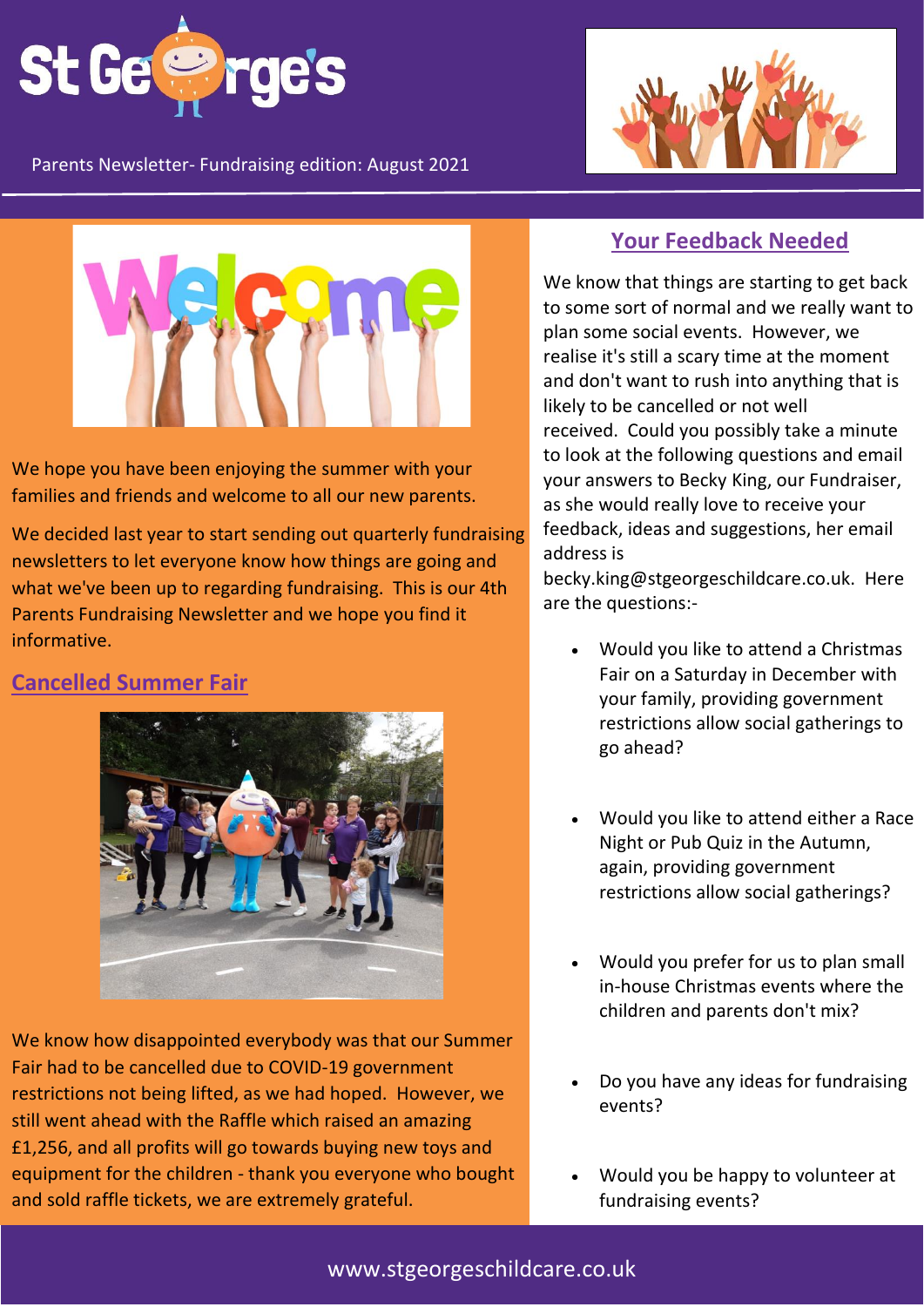# St George's

Parents Newsletter- Fundraising edition: August 2021

We hope you have been enjoying the summer with your families and friends and welcome to all our new parents.

We decided last year to start sending out quarterly fundraising newsletters to let everyone know how things are going and what we've been up to regarding fundraising. This is our 4th Parents Fundraising Newsletter and we hope you find it informative.

## Cancelled Summer Fair

We know how disappointed everybody was that our Summer Fair had to be cancelled due to COVID-19 government restrictions not being lifted, as we had hoped. However, we still went ahead with the Raffle which raised an amazing £1,256, and all profits will go towards buying new toys and equipment for the children - thank you everyone who bought and sold raffle tickets, we are extremely grateful.

## Your Feedback Needed

We know that things are starting to get back to some sort of normal and we really want to plan some social events. However, we realise it's still a scary time at the moment and don't want to rush into anything that is likely to be cancelled or not well received. Could you possibly take a minute to look at the following questions and email your answers to Becky King, our Fundraiser, as she would really love to receive your feedback, ideas and suggestions, her email address is becky.king@stgeorgeschildcare.co.uk. Here are the questions:-

- Would you like to attend a Christmas Fair on a Saturday in December with your family, providing government restrictions allow social gatherings to go ahead?
- Would you like to attend either a Race Night or Pub Quiz in the Autumn, again, providing government restrictions allow social gatherings?
- Would you prefer for us to plan small in-house Christmas events where the children and parents don't mix?
- Do you have any ideas for fundraising events?
- Would you be happy to volunteer at fundraising events?

www.stgeorgeschildcare.co.uk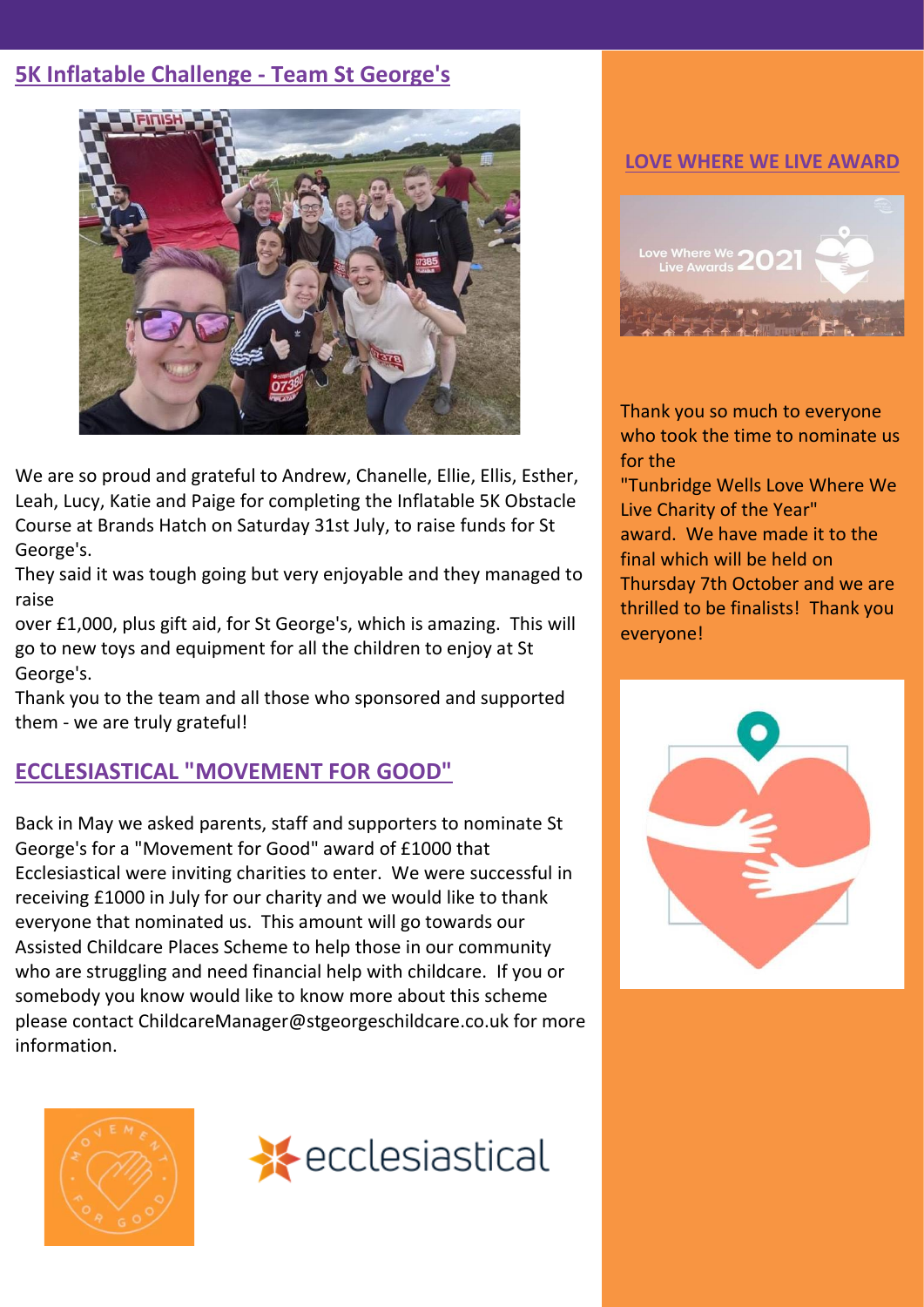## 5K Inflatable Challenge - Team St George's

We are so proud and grateful to Andrew, Chanelle, Ellie, Ellis, Esther, Leah, Lucy, Katie and Paige for completing the Inflatable 5K Obstacle Course at Brands Hatch on Saturday 31st July, to raise funds for St George's.

They said it was tough going but very enjoyable and they managed to raise over £1,000, plus gift aid, for St George's, which is amazing. This will go to new toys and equipment for all the children to enjoy at St George's.

Thank you to the team and all those who sponsored and supported them - we are truly grateful!

## ECCLESIASTICAL "MOVEMENT FOR GOOD"

Back in May we asked parents, staff and supporters to nominate St George's for a "Movement for Good" award of £1000 that Ecclesiastical were inviting charities to enter. We were successful in receiving £1000 in July for our charity and we would like to thank everyone that nominated us. This amount will go towards our Assisted Childcare Places Scheme to help those in our community who are struggling and need financial help with childcare. If you or somebody you know would like to know more about this scheme please contact ChildcareManager@stgeorgeschildcare.co.uk for more information.

## LOVE WHERE WE LIVE AWARD

Thank you so much to everyone who took the time to nominate us for the "Tunbridge Wells Love Where We Live Charity of the Year" award. We have made it to the final which will be held on Thursday 7th October and we are thrilled to be finalists! Thank you everyone!